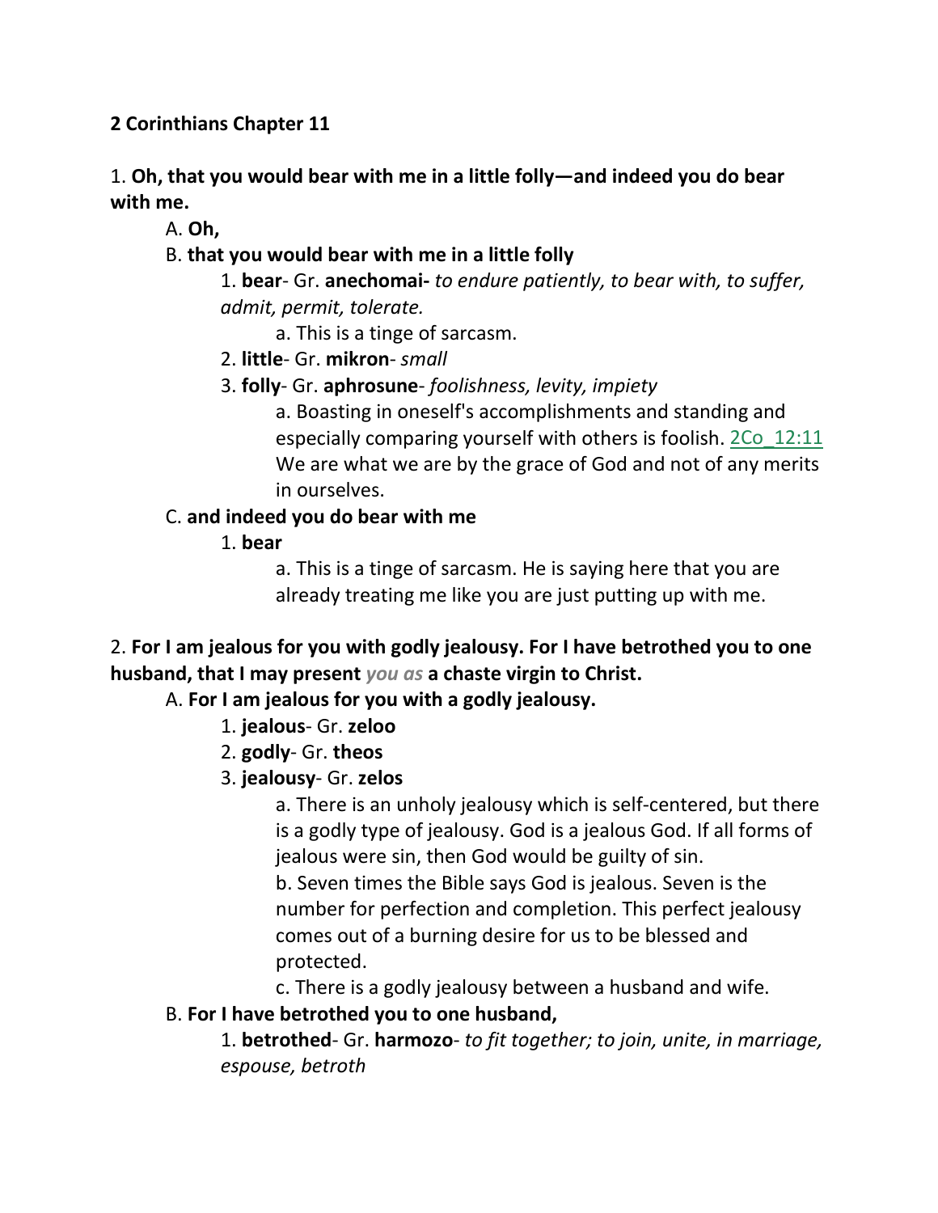**2 Corinthians Chapter 11**

1. **Oh, that you would bear with me in a little folly—and indeed you do bear with me.**

   A. **Oh,**

   B. **that you would bear with me in a little folly**

      1. **bear**- Gr. **anechomai-** *to endure patiently, to bear with, to suffer, admit, permit, tolerate.*

         a. This is a tinge of sarcasm.

      2. **little**- Gr. **mikron**- *small*

      3. **folly**- Gr. **aphrosune**- *foolishness, levity, impiety*

         a. Boasting in oneself's accomplishments and standing and especially comparing yourself with others is foolish. 2Co_12:11 We are what we are by the grace of God and not of any merits in ourselves.

   C. **and indeed you do bear with me**

      1. **bear**

         a. This is a tinge of sarcasm. He is saying here that you are already treating me like you are just putting up with me.

2. **For I am jealous for you with godly jealousy. For I have betrothed you to one husband, that I may present** *you as* **a chaste virgin to Christ.**

   A. **For I am jealous for you with a godly jealousy.**

      1. **jealous**- Gr. **zeloo**

      2. **godly**- Gr. **theos**

      3. **jealousy**- Gr. **zelos**

         a. There is an unholy jealousy which is self-centered, but there is a godly type of jealousy. God is a jealous God. If all forms of jealous were sin, then God would be guilty of sin.

         b. Seven times the Bible says God is jealous. Seven is the number for perfection and completion. This perfect jealousy comes out of a burning desire for us to be blessed and protected.

         c. There is a godly jealousy between a husband and wife.

   B. **For I have betrothed you to one husband,**

      1. **betrothed**- Gr. **harmozo**- *to fit together; to join, unite, in marriage, espouse, betroth*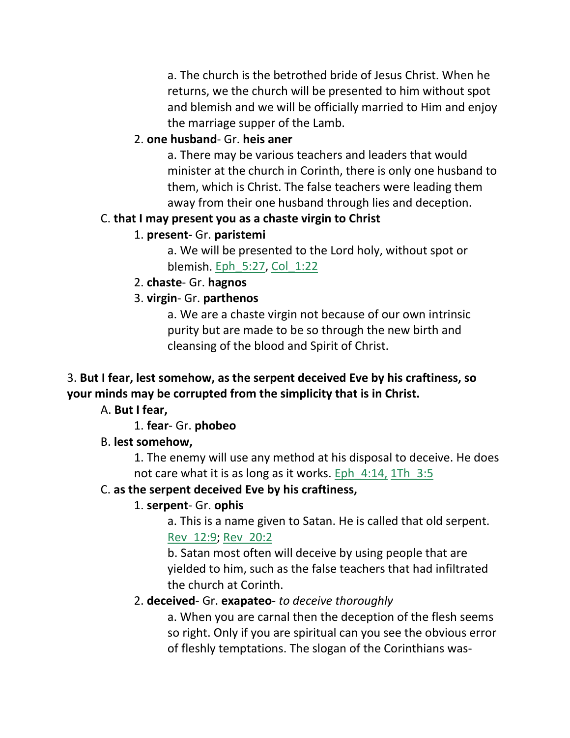a. The church is the betrothed bride of Jesus Christ. When he returns, we the church will be presented to him without spot and blemish and we will be officially married to Him and enjoy the marriage supper of the Lamb.

2. **one husband**- Gr. **heis aner**

a. There may be various teachers and leaders that would minister at the church in Corinth, there is only one husband to them, which is Christ. The false teachers were leading them away from their one husband through lies and deception.

C. **that I may present you as a chaste virgin to Christ**

1. **present-** Gr. **paristemi**

a. We will be presented to the Lord holy, without spot or blemish. Eph_5:27, Col_1:22

2. **chaste**- Gr. **hagnos**

3. **virgin**- Gr. **parthenos**

a. We are a chaste virgin not because of our own intrinsic purity but are made to be so through the new birth and cleansing of the blood and Spirit of Christ.

3. **But I fear, lest somehow, as the serpent deceived Eve by his craftiness, so your minds may be corrupted from the simplicity that is in Christ.**

A. **But I fear,**

1. **fear**- Gr. **phobeo**

B. **lest somehow,**

1. The enemy will use any method at his disposal to deceive. He does not care what it is as long as it works. Eph_4:14, 1Th_3:5

C. **as the serpent deceived Eve by his craftiness,**

1. **serpent**- Gr. **ophis**

a. This is a name given to Satan. He is called that old serpent. Rev_12:9; Rev_20:2

b. Satan most often will deceive by using people that are yielded to him, such as the false teachers that had infiltrated the church at Corinth.

2. **deceived**- Gr. **exapateo**- *to deceive thoroughly*

a. When you are carnal then the deception of the flesh seems so right. Only if you are spiritual can you see the obvious error of fleshly temptations. The slogan of the Corinthians was-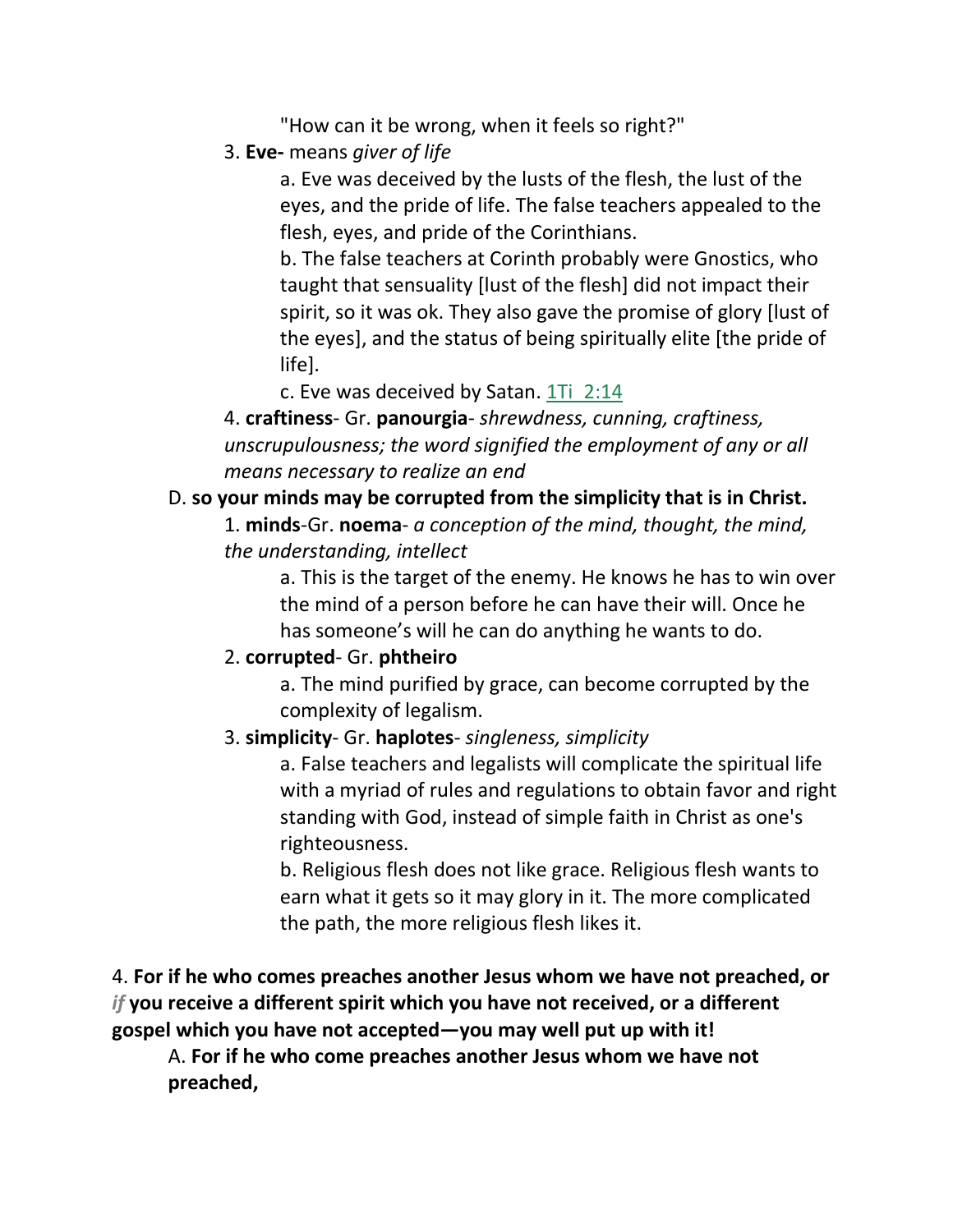"How can it be wrong, when it feels so right?"

3. **Eve-** means *giver of life*

a. Eve was deceived by the lusts of the flesh, the lust of the eyes, and the pride of life. The false teachers appealed to the flesh, eyes, and pride of the Corinthians.

b. The false teachers at Corinth probably were Gnostics, who taught that sensuality [lust of the flesh] did not impact their spirit, so it was ok. They also gave the promise of glory [lust of the eyes], and the status of being spiritually elite [the pride of life].

c. Eve was deceived by Satan. 1Ti 2:14

4. **craftiness**- Gr. **panourgia**- *shrewdness, cunning, craftiness, unscrupulousness; the word signified the employment of any or all means necessary to realize an end*

D. **so your minds may be corrupted from the simplicity that is in Christ.**

1. **minds**-Gr. **noema**- *a conception of the mind, thought, the mind, the understanding, intellect*

a. This is the target of the enemy. He knows he has to win over the mind of a person before he can have their will. Once he has someone's will he can do anything he wants to do.

2. **corrupted**- Gr. **phtheiro**

a. The mind purified by grace, can become corrupted by the complexity of legalism.

3. **simplicity**- Gr. **haplotes**- *singleness, simplicity*

a. False teachers and legalists will complicate the spiritual life with a myriad of rules and regulations to obtain favor and right standing with God, instead of simple faith in Christ as one's righteousness.

b. Religious flesh does not like grace. Religious flesh wants to earn what it gets so it may glory in it. The more complicated the path, the more religious flesh likes it.

4. **For if he who comes preaches another Jesus whom we have not preached, or** *if* **you receive a different spirit which you have not received, or a different gospel which you have not accepted—you may well put up with it!**

A. **For if he who come preaches another Jesus whom we have not preached,**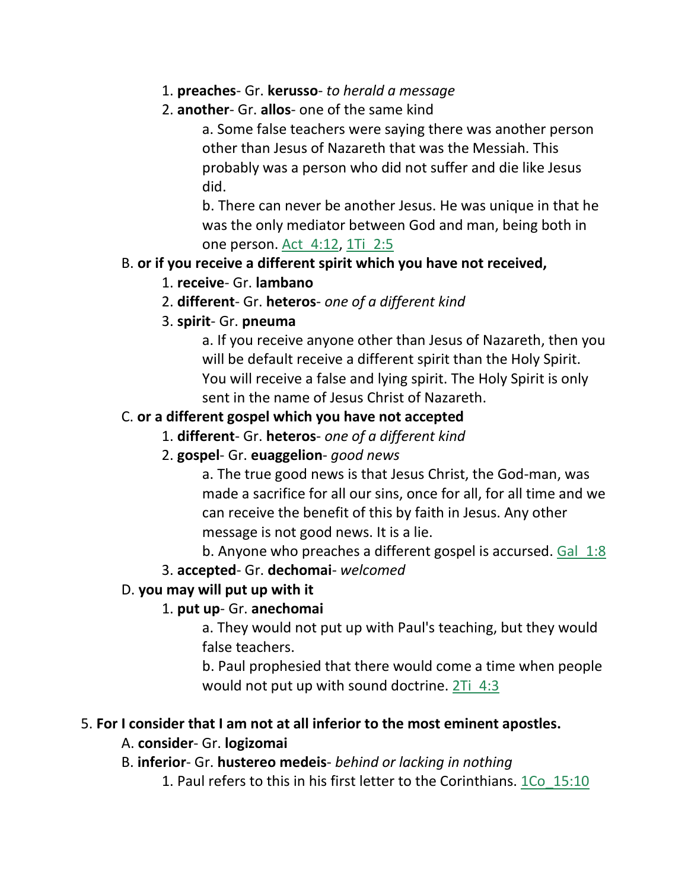1. **preaches**- Gr. **kerusso**- *to herald a message*
2. **another**- Gr. **allos**- one of the same kind

    a. Some false teachers were saying there was another person other than Jesus of Nazareth that was the Messiah. This probably was a person who did not suffer and die like Jesus did.

    b. There can never be another Jesus. He was unique in that he was the only mediator between God and man, being both in one person. Act_4:12, 1Ti_2:5

B. **or if you receive a different spirit which you have not received,**

1. **receive**- Gr. **lambano**
2. **different**- Gr. **heteros**- *one of a different kind*
3. **spirit**- Gr. **pneuma**

    a. If you receive anyone other than Jesus of Nazareth, then you will be default receive a different spirit than the Holy Spirit. You will receive a false and lying spirit. The Holy Spirit is only sent in the name of Jesus Christ of Nazareth.

C. **or a different gospel which you have not accepted**

1. **different**- Gr. **heteros**- *one of a different kind*
2. **gospel**- Gr. **euaggelion**- *good news*

    a. The true good news is that Jesus Christ, the God-man, was made a sacrifice for all our sins, once for all, for all time and we can receive the benefit of this by faith in Jesus. Any other message is not good news. It is a lie.

    b. Anyone who preaches a different gospel is accursed. Gal_1:8

3. **accepted**- Gr. **dechomai**- *welcomed*

D. **you may will put up with it**

1. **put up**- Gr. **anechomai**

    a. They would not put up with Paul's teaching, but they would false teachers.

    b. Paul prophesied that there would come a time when people would not put up with sound doctrine. 2Ti_4:3

5. **For I consider that I am not at all inferior to the most eminent apostles.**

A. **consider**- Gr. **logizomai**

B. **inferior**- Gr. **hustereo medeis**- *behind or lacking in nothing*

1. Paul refers to this in his first letter to the Corinthians. 1Co_15:10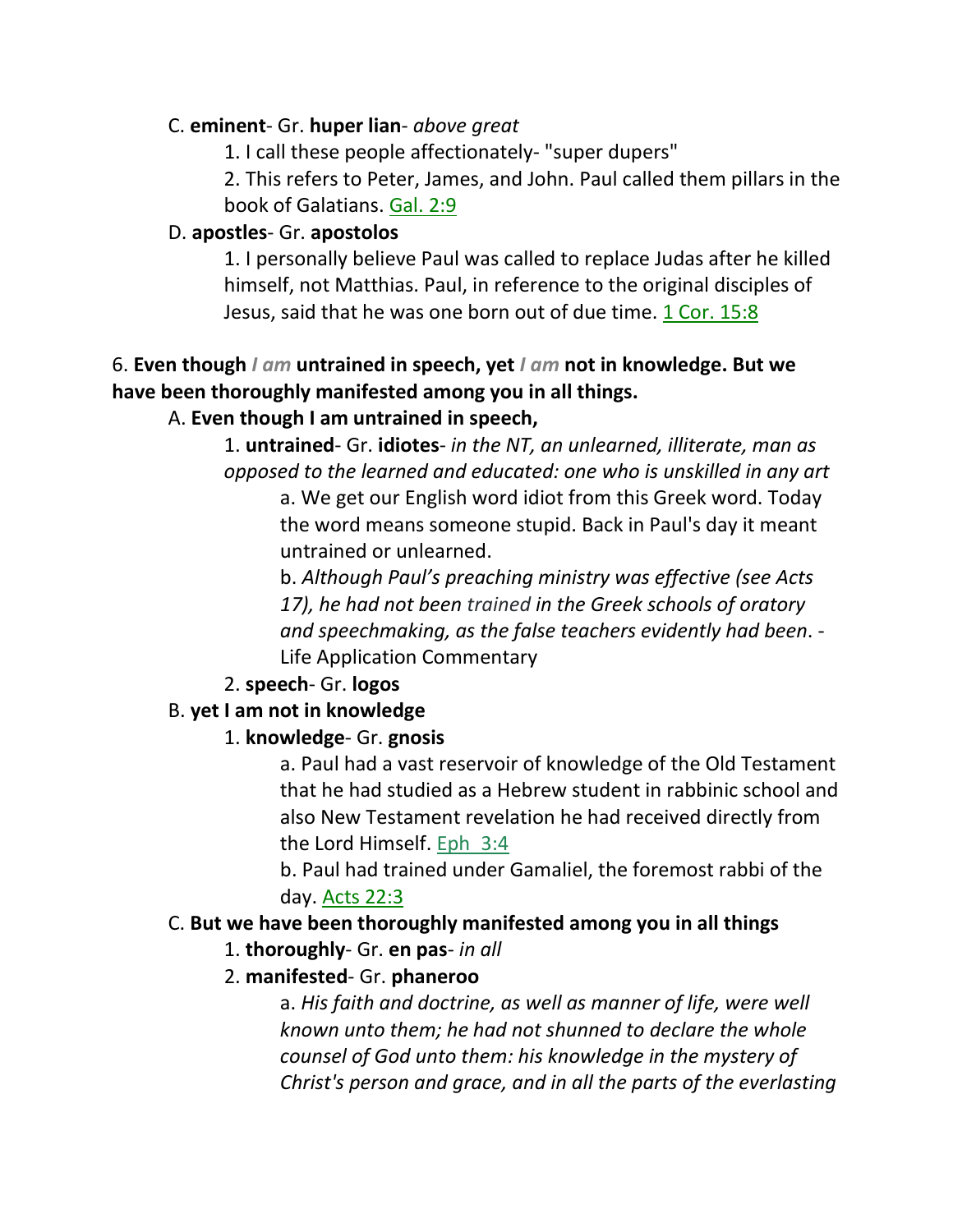C. **eminent**- Gr. **huper lian**- *above great*

1. I call these people affectionately- "super dupers"

2. This refers to Peter, James, and John. Paul called them pillars in the book of Galatians. Gal. 2:9

D. **apostles**- Gr. **apostolos**

1. I personally believe Paul was called to replace Judas after he killed himself, not Matthias. Paul, in reference to the original disciples of Jesus, said that he was one born out of due time. 1 Cor. 15:8

6. **Even though** *I am* **untrained in speech, yet** *I am* **not in knowledge. But we have been thoroughly manifested among you in all things.**

A. **Even though I am untrained in speech,**

1. **untrained**- Gr. **idiotes**- *in the NT, an unlearned, illiterate, man as opposed to the learned and educated: one who is unskilled in any art*

a. We get our English word idiot from this Greek word. Today the word means someone stupid. Back in Paul's day it meant untrained or unlearned.

b. *Although Paul's preaching ministry was effective (see Acts 17), he had not been trained in the Greek schools of oratory and speechmaking, as the false teachers evidently had been*. - Life Application Commentary

2. **speech**- Gr. **logos**

B. **yet I am not in knowledge**

1. **knowledge**- Gr. **gnosis**

a. Paul had a vast reservoir of knowledge of the Old Testament that he had studied as a Hebrew student in rabbinic school and also New Testament revelation he had received directly from the Lord Himself. Eph 3:4

b. Paul had trained under Gamaliel, the foremost rabbi of the day. Acts 22:3

C. **But we have been thoroughly manifested among you in all things**

1. **thoroughly**- Gr. **en pas**- *in all*

2. **manifested**- Gr. **phaneroo**

a. *His faith and doctrine, as well as manner of life, were well known unto them; he had not shunned to declare the whole counsel of God unto them: his knowledge in the mystery of Christ's person and grace, and in all the parts of the everlasting*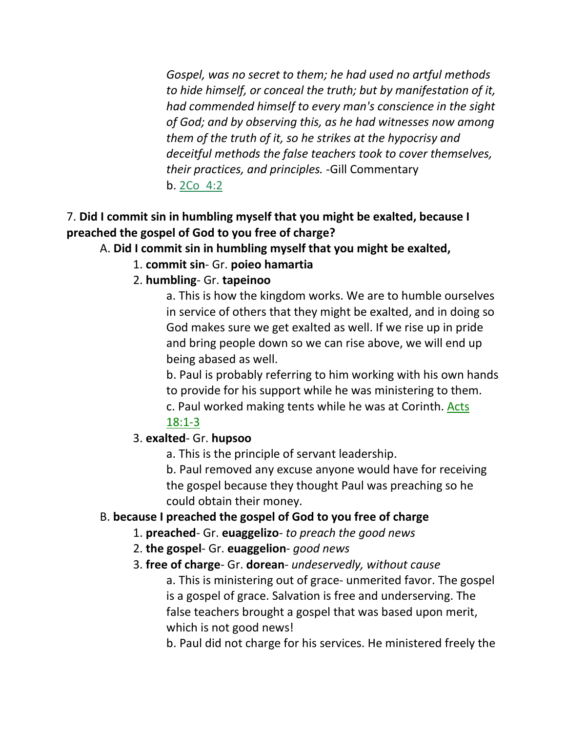*Gospel, was no secret to them; he had used no artful methods to hide himself, or conceal the truth; but by manifestation of it, had commended himself to every man's conscience in the sight of God; and by observing this, as he had witnesses now among them of the truth of it, so he strikes at the hypocrisy and deceitful methods the false teachers took to cover themselves, their practices, and principles.* -Gill Commentary

b. 2Co 4:2

7. **Did I commit sin in humbling myself that you might be exalted, because I preached the gospel of God to you free of charge?**

A. **Did I commit sin in humbling myself that you might be exalted,**

1. **commit sin**- Gr. **poieo hamartia**

2. **humbling**- Gr. **tapeinoo**

a. This is how the kingdom works. We are to humble ourselves in service of others that they might be exalted, and in doing so God makes sure we get exalted as well. If we rise up in pride and bring people down so we can rise above, we will end up being abased as well.

b. Paul is probably referring to him working with his own hands to provide for his support while he was ministering to them.

c. Paul worked making tents while he was at Corinth. Acts 18:1-3

3. **exalted**- Gr. **hupsoo**

a. This is the principle of servant leadership.

b. Paul removed any excuse anyone would have for receiving the gospel because they thought Paul was preaching so he could obtain their money.

B. **because I preached the gospel of God to you free of charge**

1. **preached**- Gr. **euaggelizo**- *to preach the good news*

2. **the gospel**- Gr. **euaggelion**- *good news*

3. **free of charge**- Gr. **dorean**- *undeservedly, without cause*

a. This is ministering out of grace- unmerited favor. The gospel is a gospel of grace. Salvation is free and underserving. The false teachers brought a gospel that was based upon merit, which is not good news!

b. Paul did not charge for his services. He ministered freely the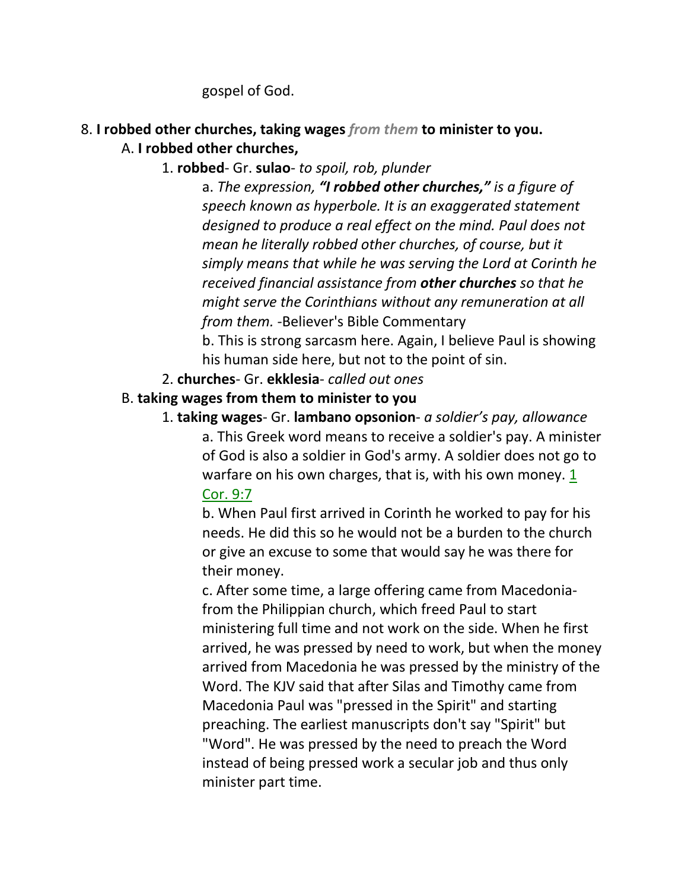gospel of God.

8. **I robbed other churches, taking wages *from them* to minister to you.**

   A. **I robbed other churches,**

      1. **robbed**- Gr. **sulao**- *to spoil, rob, plunder*

         a. *The expression, **"I robbed other churches,"** is a figure of speech known as hyperbole. It is an exaggerated statement designed to produce a real effect on the mind. Paul does not mean he literally robbed other churches, of course, but it simply means that while he was serving the Lord at Corinth he received financial assistance from **other churches** so that he might serve the Corinthians without any remuneration at all from them.* -Believer's Bible Commentary

         b. This is strong sarcasm here. Again, I believe Paul is showing his human side here, but not to the point of sin.

      2. **churches**- Gr. **ekklesia**- *called out ones*

   B. **taking wages from them to minister to you**

      1. **taking wages**- Gr. **lambano opsonion**- *a soldier's pay, allowance*

         a. This Greek word means to receive a soldier's pay. A minister of God is also a soldier in God's army. A soldier does not go to warfare on his own charges, that is, with his own money. 1 Cor. 9:7

         b. When Paul first arrived in Corinth he worked to pay for his needs. He did this so he would not be a burden to the church or give an excuse to some that would say he was there for their money.

         c. After some time, a large offering came from Macedonia- from the Philippian church, which freed Paul to start ministering full time and not work on the side. When he first arrived, he was pressed by need to work, but when the money arrived from Macedonia he was pressed by the ministry of the Word. The KJV said that after Silas and Timothy came from Macedonia Paul was "pressed in the Spirit" and starting preaching. The earliest manuscripts don't say "Spirit" but "Word". He was pressed by the need to preach the Word instead of being pressed work a secular job and thus only minister part time.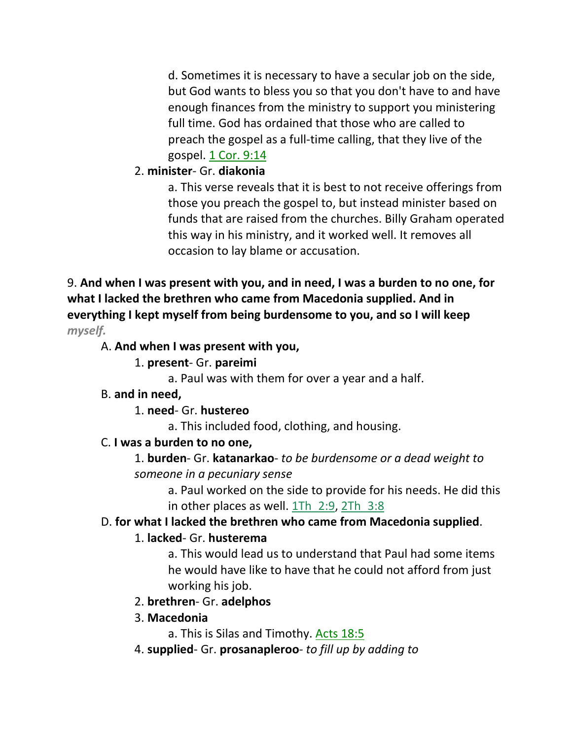d. Sometimes it is necessary to have a secular job on the side, but God wants to bless you so that you don't have to and have enough finances from the ministry to support you ministering full time. God has ordained that those who are called to preach the gospel as a full-time calling, that they live of the gospel. 1 Cor. 9:14

2. **minister**- Gr. **diakonia**

a. This verse reveals that it is best to not receive offerings from those you preach the gospel to, but instead minister based on funds that are raised from the churches. Billy Graham operated this way in his ministry, and it worked well. It removes all occasion to lay blame or accusation.

9. **And when I was present with you, and in need, I was a burden to no one, for what I lacked the brethren who came from Macedonia supplied. And in everything I kept myself from being burdensome to you, and so I will keep** ***myself.***

A. **And when I was present with you,**

1. **present**- Gr. **pareimi**

a. Paul was with them for over a year and a half.

B. **and in need,**

1. **need**- Gr. **hustereo**

a. This included food, clothing, and housing.

C. **I was a burden to no one,**

1. **burden**- Gr. **katanarkao**- *to be burdensome or a dead weight to someone in a pecuniary sense*

a. Paul worked on the side to provide for his needs. He did this in other places as well. 1Th 2:9, 2Th 3:8

D. **for what I lacked the brethren who came from Macedonia supplied**.

1. **lacked**- Gr. **husterema**

a. This would lead us to understand that Paul had some items he would have like to have that he could not afford from just working his job.

2. **brethren**- Gr. **adelphos**

3. **Macedonia**

a. This is Silas and Timothy. Acts 18:5

4. **supplied**- Gr. **prosanapleroo**- *to fill up by adding to*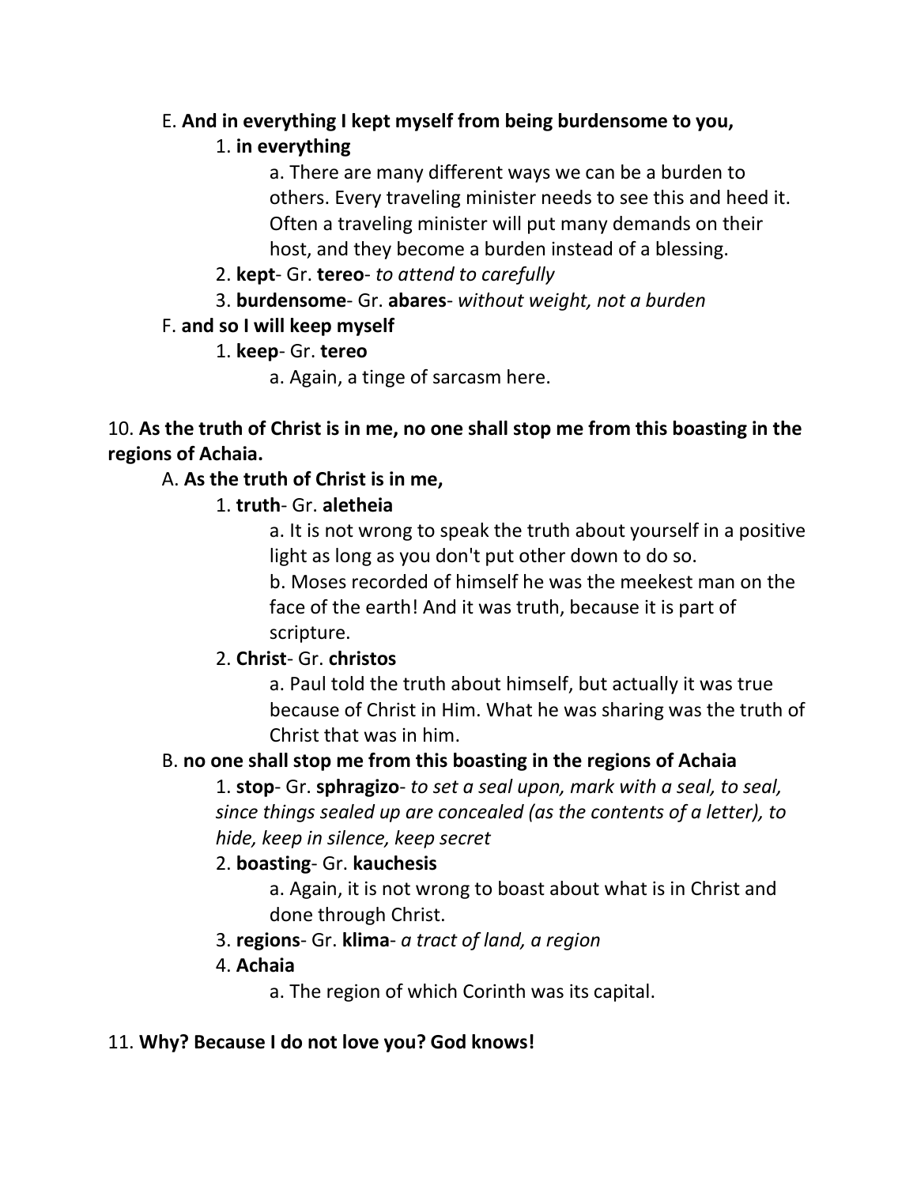E. **And in everything I kept myself from being burdensome to you,**

1. **in everything**

    a. There are many different ways we can be a burden to others. Every traveling minister needs to see this and heed it. Often a traveling minister will put many demands on their host, and they become a burden instead of a blessing.

2. **kept**- Gr. **tereo**- *to attend to carefully*

3. **burdensome**- Gr. **abares**- *without weight, not a burden*

F. **and so I will keep myself**

1. **keep**- Gr. **tereo**

    a. Again, a tinge of sarcasm here.

10. **As the truth of Christ is in me, no one shall stop me from this boasting in the regions of Achaia.**

A. **As the truth of Christ is in me,**

1. **truth**- Gr. **aletheia**

    a. It is not wrong to speak the truth about yourself in a positive light as long as you don't put other down to do so.

    b. Moses recorded of himself he was the meekest man on the face of the earth! And it was truth, because it is part of scripture.

2. **Christ**- Gr. **christos**

    a. Paul told the truth about himself, but actually it was true because of Christ in Him. What he was sharing was the truth of Christ that was in him.

B. **no one shall stop me from this boasting in the regions of Achaia**

1. **stop**- Gr. **sphragizo**- *to set a seal upon, mark with a seal, to seal, since things sealed up are concealed (as the contents of a letter), to hide, keep in silence, keep secret*

2. **boasting**- Gr. **kauchesis**

    a. Again, it is not wrong to boast about what is in Christ and done through Christ.

3. **regions**- Gr. **klima**- *a tract of land, a region*

4. **Achaia**

    a. The region of which Corinth was its capital.

11. **Why? Because I do not love you? God knows!**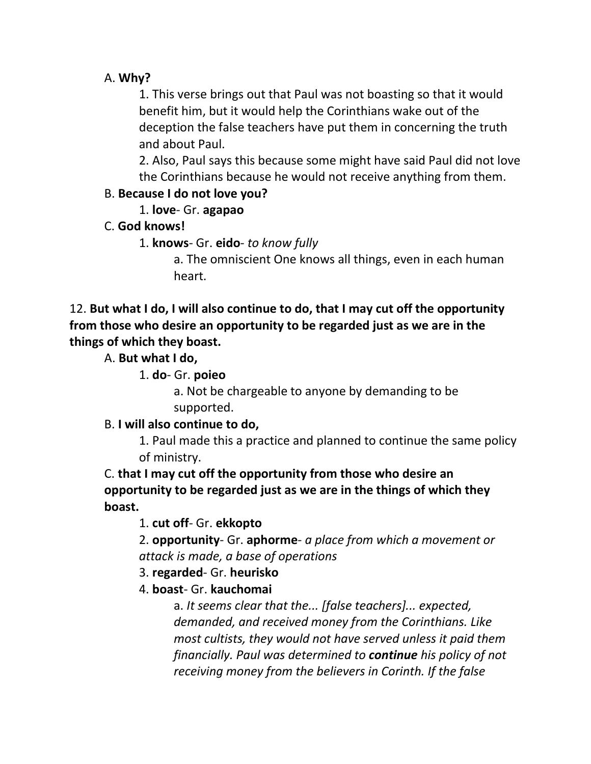A. **Why?**

1. This verse brings out that Paul was not boasting so that it would benefit him, but it would help the Corinthians wake out of the deception the false teachers have put them in concerning the truth and about Paul.

2. Also, Paul says this because some might have said Paul did not love the Corinthians because he would not receive anything from them.

B. **Because I do not love you?**

1. **love**- Gr. **agapao**

C. **God knows!**

1. **knows**- Gr. **eido**- *to know fully*

a. The omniscient One knows all things, even in each human heart.

12. **But what I do, I will also continue to do, that I may cut off the opportunity from those who desire an opportunity to be regarded just as we are in the things of which they boast.**

A. **But what I do,**

1. **do**- Gr. **poieo**

a. Not be chargeable to anyone by demanding to be supported.

B. **I will also continue to do,**

1. Paul made this a practice and planned to continue the same policy of ministry.

C. **that I may cut off the opportunity from those who desire an opportunity to be regarded just as we are in the things of which they boast.**

1. **cut off**- Gr. **ekkopto**

2. **opportunity**- Gr. **aphorme**- *a place from which a movement or attack is made, a base of operations*

3. **regarded**- Gr. **heurisko**

4. **boast**- Gr. **kauchomai**

a. *It seems clear that the... [false teachers]... expected, demanded, and received money from the Corinthians. Like most cultists, they would not have served unless it paid them financially. Paul was determined to **continue** his policy of not receiving money from the believers in Corinth. If the false*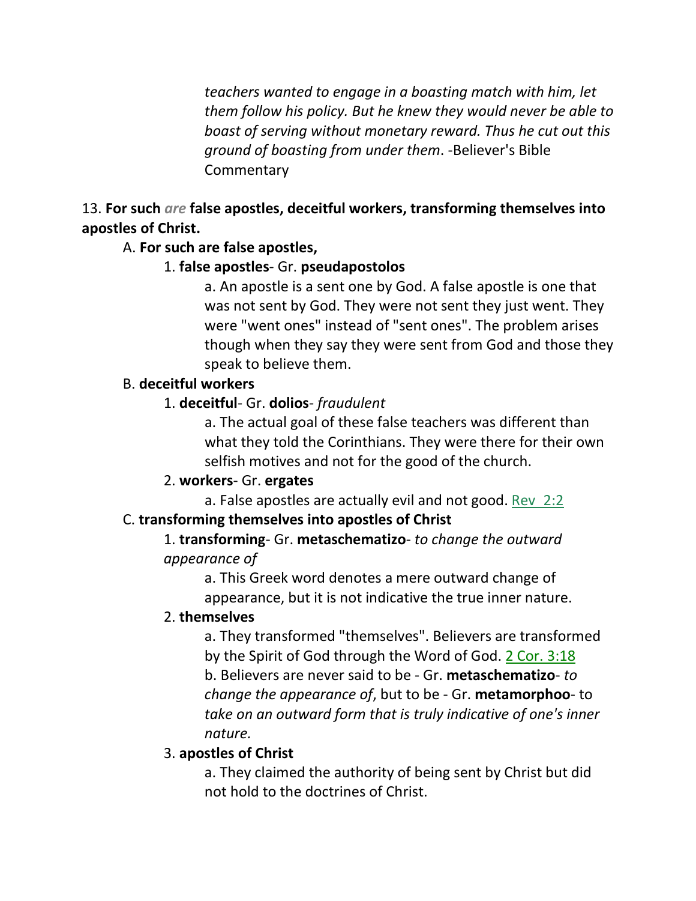*teachers wanted to engage in a boasting match with him, let them follow his policy. But he knew they would never be able to boast of serving without monetary reward. Thus he cut out this ground of boasting from under them*. -Believer's Bible Commentary

13. **For such** *are* **false apostles, deceitful workers, transforming themselves into apostles of Christ.**

A. **For such are false apostles,**

1. **false apostles**- Gr. **pseudapostolos**

a. An apostle is a sent one by God. A false apostle is one that was not sent by God. They were not sent they just went. They were "went ones" instead of "sent ones". The problem arises though when they say they were sent from God and those they speak to believe them.

B. **deceitful workers**

1. **deceitful**- Gr. **dolios**- *fraudulent*

a. The actual goal of these false teachers was different than what they told the Corinthians. They were there for their own selfish motives and not for the good of the church.

2. **workers**- Gr. **ergates**

a. False apostles are actually evil and not good. Rev 2:2

C. **transforming themselves into apostles of Christ**

1. **transforming**- Gr. **metaschematizo**- *to change the outward appearance of*

a. This Greek word denotes a mere outward change of appearance, but it is not indicative the true inner nature.

2. **themselves**

a. They transformed "themselves". Believers are transformed by the Spirit of God through the Word of God. 2 Cor. 3:18

b. Believers are never said to be - Gr. **metaschematizo**- *to change the appearance of*, but to be - Gr. **metamorphoo**- to *take on an outward form that is truly indicative of one's inner nature.*

3. **apostles of Christ**

a. They claimed the authority of being sent by Christ but did not hold to the doctrines of Christ.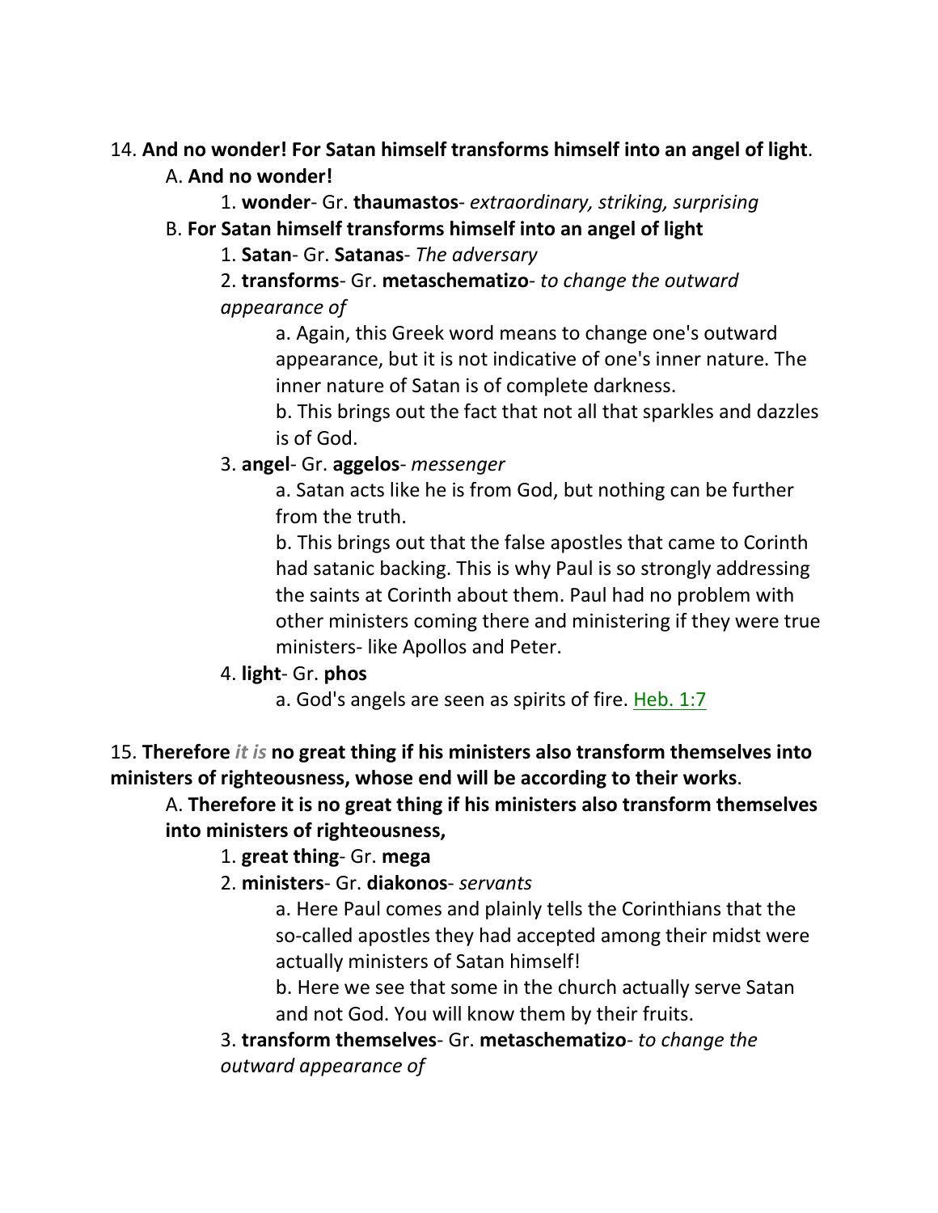14. **And no wonder! For Satan himself transforms himself into an angel of light**.

A. **And no wonder!**

1. **wonder**- Gr. **thaumastos**- *extraordinary, striking, surprising*

B. **For Satan himself transforms himself into an angel of light**

1. **Satan**- Gr. **Satanas**- *The adversary*

2. **transforms**- Gr. **metaschematizo**- *to change the outward appearance of*

a. Again, this Greek word means to change one's outward appearance, but it is not indicative of one's inner nature. The inner nature of Satan is of complete darkness.

b. This brings out the fact that not all that sparkles and dazzles is of God.

3. **angel**- Gr. **aggelos**- *messenger*

a. Satan acts like he is from God, but nothing can be further from the truth.

b. This brings out that the false apostles that came to Corinth had satanic backing. This is why Paul is so strongly addressing the saints at Corinth about them. Paul had no problem with other ministers coming there and ministering if they were true ministers- like Apollos and Peter.

4. **light**- Gr. **phos**

a. God's angels are seen as spirits of fire. Heb. 1:7

15. **Therefore** ***it is*** **no great thing if his ministers also transform themselves into ministers of righteousness, whose end will be according to their works**.

A. **Therefore it is no great thing if his ministers also transform themselves into ministers of righteousness,**

1. **great thing**- Gr. **mega**

2. **ministers**- Gr. **diakonos**- *servants*

a. Here Paul comes and plainly tells the Corinthians that the so-called apostles they had accepted among their midst were actually ministers of Satan himself!

b. Here we see that some in the church actually serve Satan and not God. You will know them by their fruits.

3. **transform themselves**- Gr. **metaschematizo**- *to change the outward appearance of*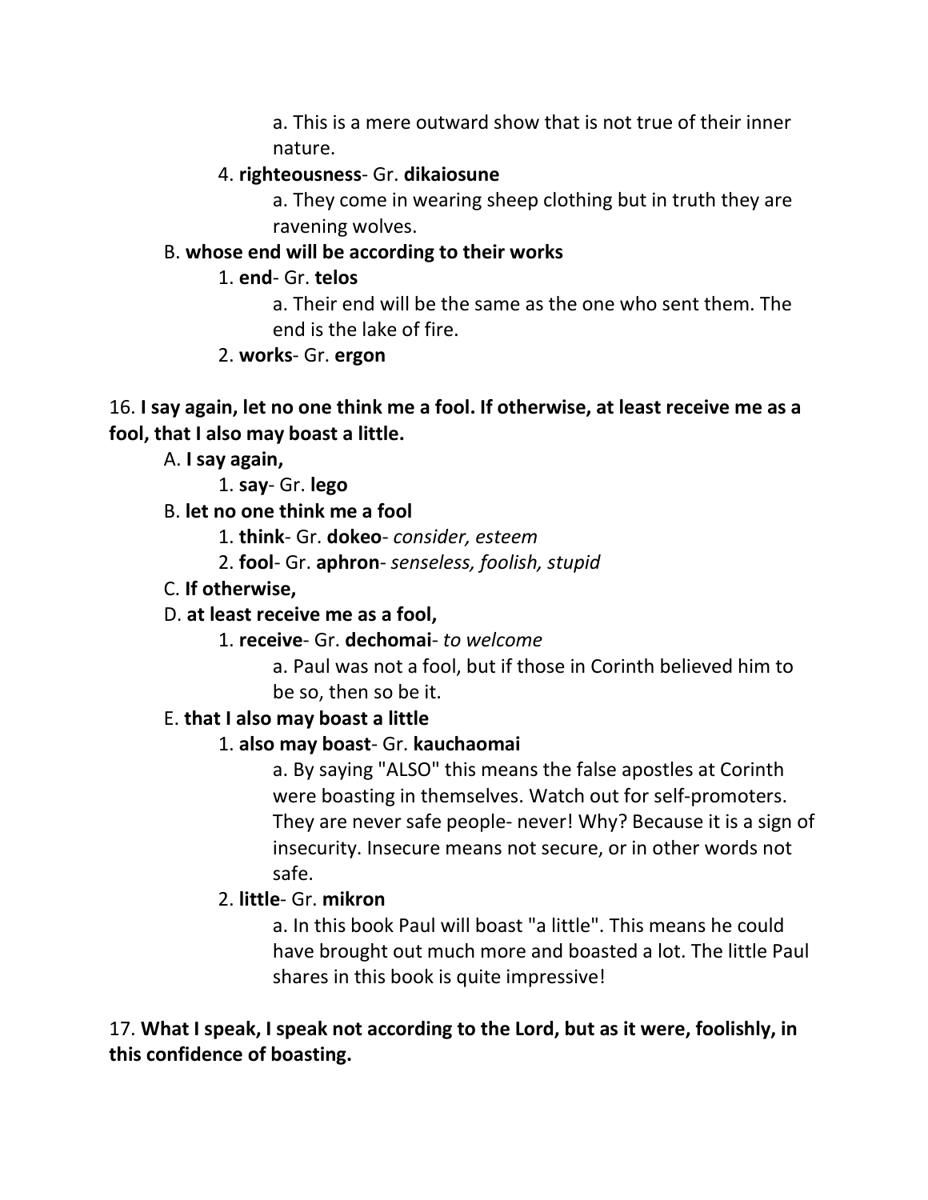a. This is a mere outward show that is not true of their inner nature.

4. **righteousness**- Gr. **dikaiosune**

a. They come in wearing sheep clothing but in truth they are ravening wolves.

B. **whose end will be according to their works**

1. **end**- Gr. **telos**

a. Their end will be the same as the one who sent them. The end is the lake of fire.

2. **works**- Gr. **ergon**

16. **I say again, let no one think me a fool. If otherwise, at least receive me as a fool, that I also may boast a little.**

A. **I say again,**

1. **say**- Gr. **lego**

B. **let no one think me a fool**

1. **think**- Gr. **dokeo**- *consider, esteem*

2. **fool**- Gr. **aphron**- *senseless, foolish, stupid*

C. **If otherwise,**

D. **at least receive me as a fool,**

1. **receive**- Gr. **dechomai**- *to welcome*

a. Paul was not a fool, but if those in Corinth believed him to be so, then so be it.

E. **that I also may boast a little**

1. **also may boast**- Gr. **kauchaomai**

a. By saying "ALSO" this means the false apostles at Corinth were boasting in themselves. Watch out for self-promoters. They are never safe people- never! Why? Because it is a sign of insecurity. Insecure means not secure, or in other words not safe.

2. **little**- Gr. **mikron**

a. In this book Paul will boast "a little". This means he could have brought out much more and boasted a lot. The little Paul shares in this book is quite impressive!

17. **What I speak, I speak not according to the Lord, but as it were, foolishly, in this confidence of boasting.**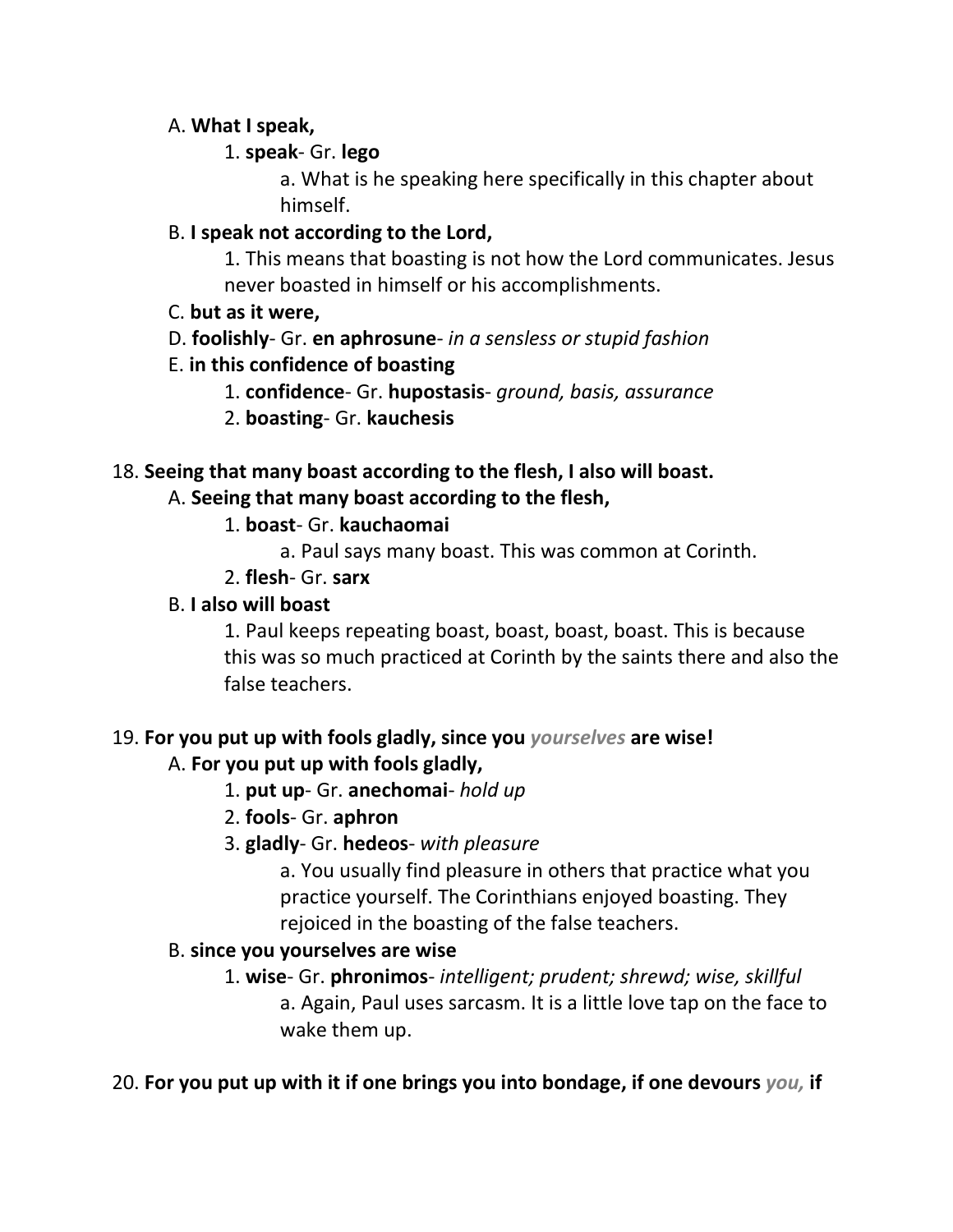A. **What I speak,**

1. **speak**- Gr. **lego**

a. What is he speaking here specifically in this chapter about himself.

B. **I speak not according to the Lord,**

1. This means that boasting is not how the Lord communicates. Jesus never boasted in himself or his accomplishments.

C. **but as it were,**

D. **foolishly**- Gr. **en aphrosune**- *in a sensless or stupid fashion*

E. **in this confidence of boasting**

1. **confidence**- Gr. **hupostasis**- *ground, basis, assurance*

2. **boasting**- Gr. **kauchesis**

18. **Seeing that many boast according to the flesh, I also will boast.**

A. **Seeing that many boast according to the flesh,**

1. **boast**- Gr. **kauchaomai**

a. Paul says many boast. This was common at Corinth.

2. **flesh**- Gr. **sarx**

B. **I also will boast**

1. Paul keeps repeating boast, boast, boast, boast. This is because this was so much practiced at Corinth by the saints there and also the false teachers.

19. **For you put up with fools gladly, since you *yourselves* are wise!**

A. **For you put up with fools gladly,**

1. **put up**- Gr. **anechomai**- *hold up*

2. **fools**- Gr. **aphron**

3. **gladly**- Gr. **hedeos**- *with pleasure*

a. You usually find pleasure in others that practice what you practice yourself. The Corinthians enjoyed boasting. They rejoiced in the boasting of the false teachers.

B. **since you yourselves are wise**

1. **wise**- Gr. **phronimos**- *intelligent; prudent; shrewd; wise, skillful*

a. Again, Paul uses sarcasm. It is a little love tap on the face to wake them up.

20. **For you put up with it if one brings you into bondage, if one devours *you,* if**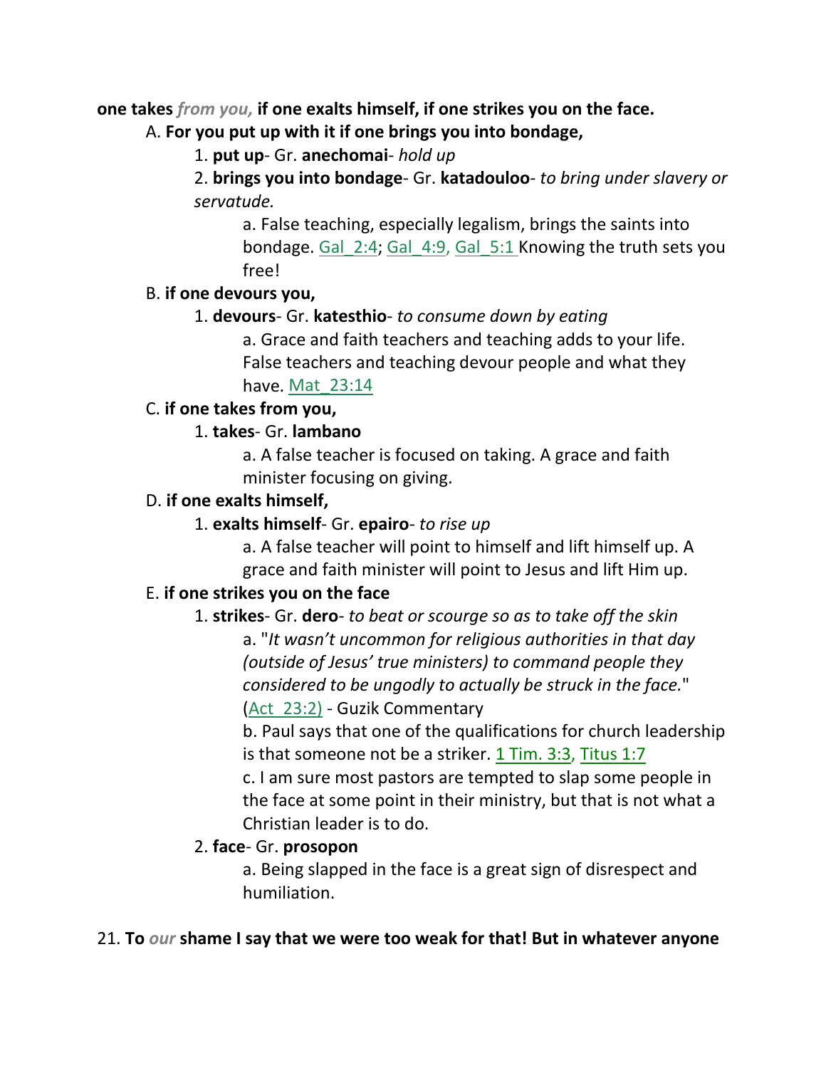**one takes *from you,* if one exalts himself, if one strikes you on the face.**

A. **For you put up with it if one brings you into bondage,**

1. **put up**- Gr. **anechomai**- *hold up*

2. **brings you into bondage**- Gr. **katadouloo**- *to bring under slavery or servatude.*

a. False teaching, especially legalism, brings the saints into bondage. Gal_2:4; Gal_4:9, Gal_5:1 Knowing the truth sets you free!

B. **if one devours you,**

1. **devours**- Gr. **katesthio**- *to consume down by eating*

a. Grace and faith teachers and teaching adds to your life. False teachers and teaching devour people and what they have. Mat_23:14

C. **if one takes from you,**

1. **takes**- Gr. **lambano**

a. A false teacher is focused on taking. A grace and faith minister focusing on giving.

D. **if one exalts himself,**

1. **exalts himself**- Gr. **epairo**- *to rise up*

a. A false teacher will point to himself and lift himself up. A grace and faith minister will point to Jesus and lift Him up.

E. **if one strikes you on the face**

1. **strikes**- Gr. **dero**- *to beat or scourge so as to take off the skin*

a. "*It wasn't uncommon for religious authorities in that day (outside of Jesus' true ministers) to command people they considered to be ungodly to actually be struck in the face.*" (Act_23:2) - Guzik Commentary

b. Paul says that one of the qualifications for church leadership is that someone not be a striker. 1 Tim. 3:3, Titus 1:7

c. I am sure most pastors are tempted to slap some people in the face at some point in their ministry, but that is not what a Christian leader is to do.

2. **face**- Gr. **prosopon**

a. Being slapped in the face is a great sign of disrespect and humiliation.

21. **To *our* shame I say that we were too weak for that! But in whatever anyone**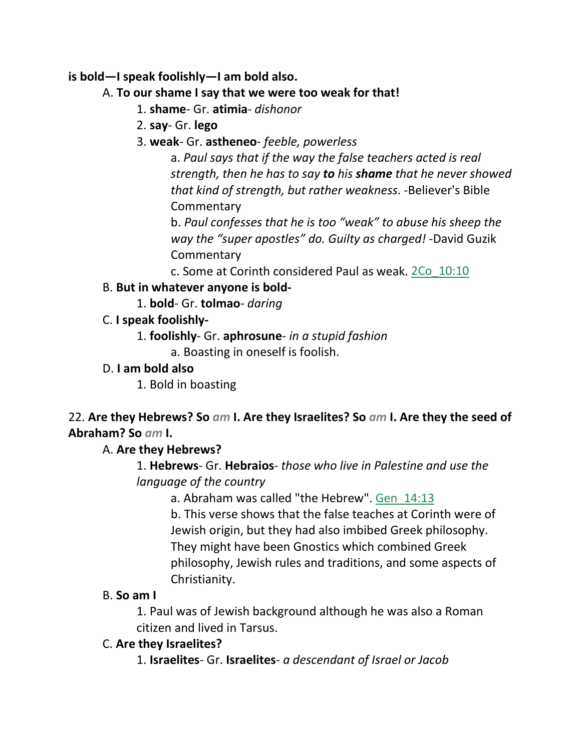**is bold—I speak foolishly—I am bold also.**

A. **To our shame I say that we were too weak for that!**

1. **shame**- Gr. **atimia**- *dishonor*

2. **say**- Gr. **lego**

3. **weak**- Gr. **astheneo**- *feeble, powerless*

a. *Paul says that if the way the false teachers acted is real strength, then he has to say* ***to*** *his* ***shame*** *that he never showed that kind of strength, but rather weakness*. -Believer's Bible Commentary

b. *Paul confesses that he is too "weak" to abuse his sheep the way the "super apostles" do. Guilty as charged!* -David Guzik Commentary

c. Some at Corinth considered Paul as weak. 2Co_10:10

B. **But in whatever anyone is bold-**

1. **bold**- Gr. **tolmao**- *daring*

C. **I speak foolishly-**

1. **foolishly**- Gr. **aphrosune**- *in a stupid fashion*

a. Boasting in oneself is foolish.

D. **I am bold also**

1. Bold in boasting

22. **Are they Hebrews? So** *am* **I. Are they Israelites? So** *am* **I. Are they the seed of Abraham? So** *am* **I.**

A. **Are they Hebrews?**

1. **Hebrews**- Gr. **Hebraios**- *those who live in Palestine and use the language of the country*

a. Abraham was called "the Hebrew". Gen_14:13

b. This verse shows that the false teaches at Corinth were of Jewish origin, but they had also imbibed Greek philosophy. They might have been Gnostics which combined Greek philosophy, Jewish rules and traditions, and some aspects of Christianity.

B. **So am I**

1. Paul was of Jewish background although he was also a Roman citizen and lived in Tarsus.

C. **Are they Israelites?**

1. **Israelites**- Gr. **Israelites**- *a descendant of Israel or Jacob*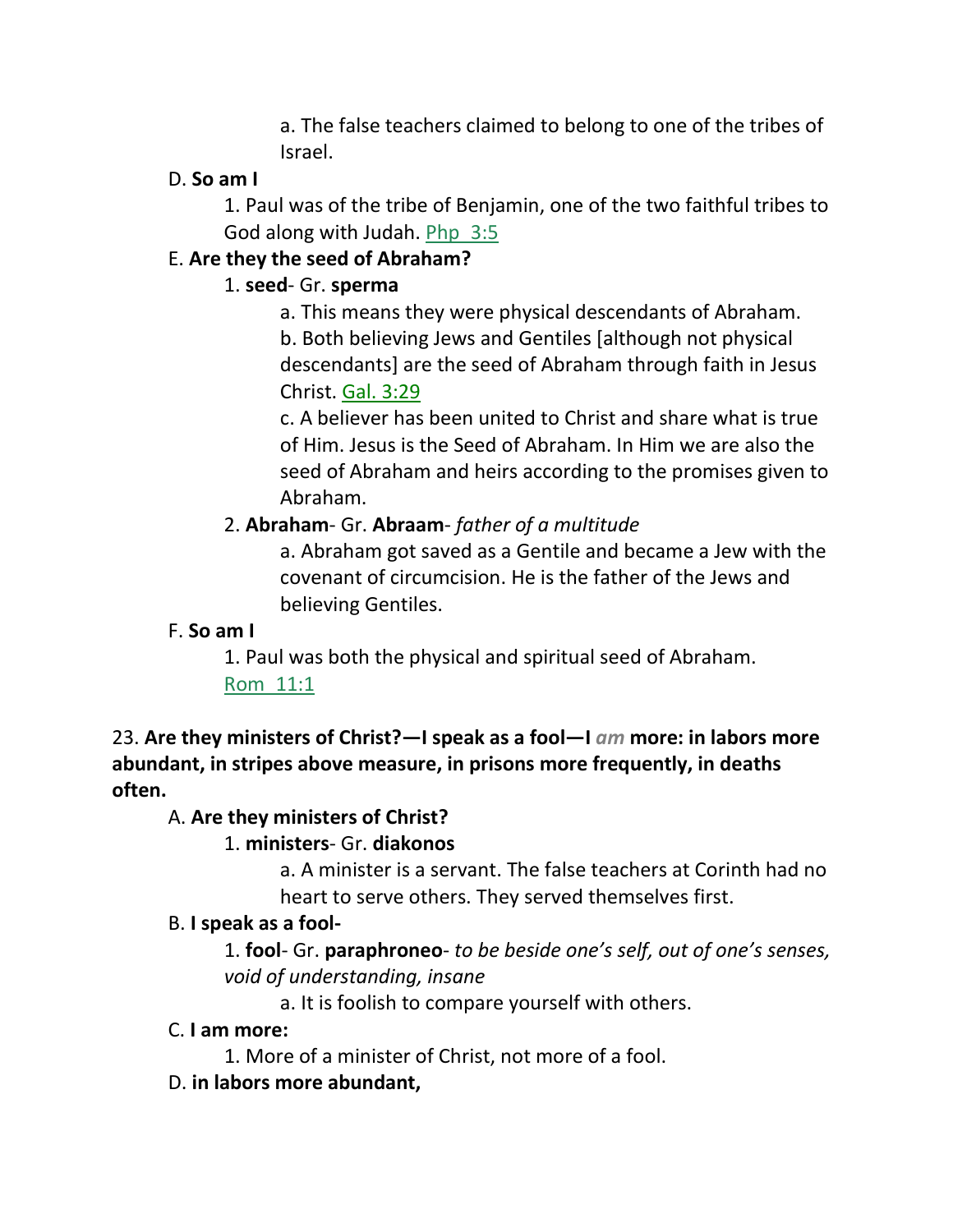a. The false teachers claimed to belong to one of the tribes of Israel.

D. **So am I**

1. Paul was of the tribe of Benjamin, one of the two faithful tribes to God along with Judah. Php 3:5

E. **Are they the seed of Abraham?**

1. **seed**- Gr. **sperma**

a. This means they were physical descendants of Abraham.

b. Both believing Jews and Gentiles [although not physical descendants] are the seed of Abraham through faith in Jesus Christ. Gal. 3:29

c. A believer has been united to Christ and share what is true of Him. Jesus is the Seed of Abraham. In Him we are also the seed of Abraham and heirs according to the promises given to Abraham.

2. **Abraham**- Gr. **Abraam**- *father of a multitude*

a. Abraham got saved as a Gentile and became a Jew with the covenant of circumcision. He is the father of the Jews and believing Gentiles.

F. **So am I**

1. Paul was both the physical and spiritual seed of Abraham. Rom 11:1

23. **Are they ministers of Christ?—I speak as a fool—I** *am* **more: in labors more abundant, in stripes above measure, in prisons more frequently, in deaths often.**

A. **Are they ministers of Christ?**

1. **ministers**- Gr. **diakonos**

a. A minister is a servant. The false teachers at Corinth had no heart to serve others. They served themselves first.

B. **I speak as a fool-**

1. **fool**- Gr. **paraphroneo**- *to be beside one's self, out of one's senses, void of understanding, insane*

a. It is foolish to compare yourself with others.

C. **I am more:**

1. More of a minister of Christ, not more of a fool.

D. **in labors more abundant,**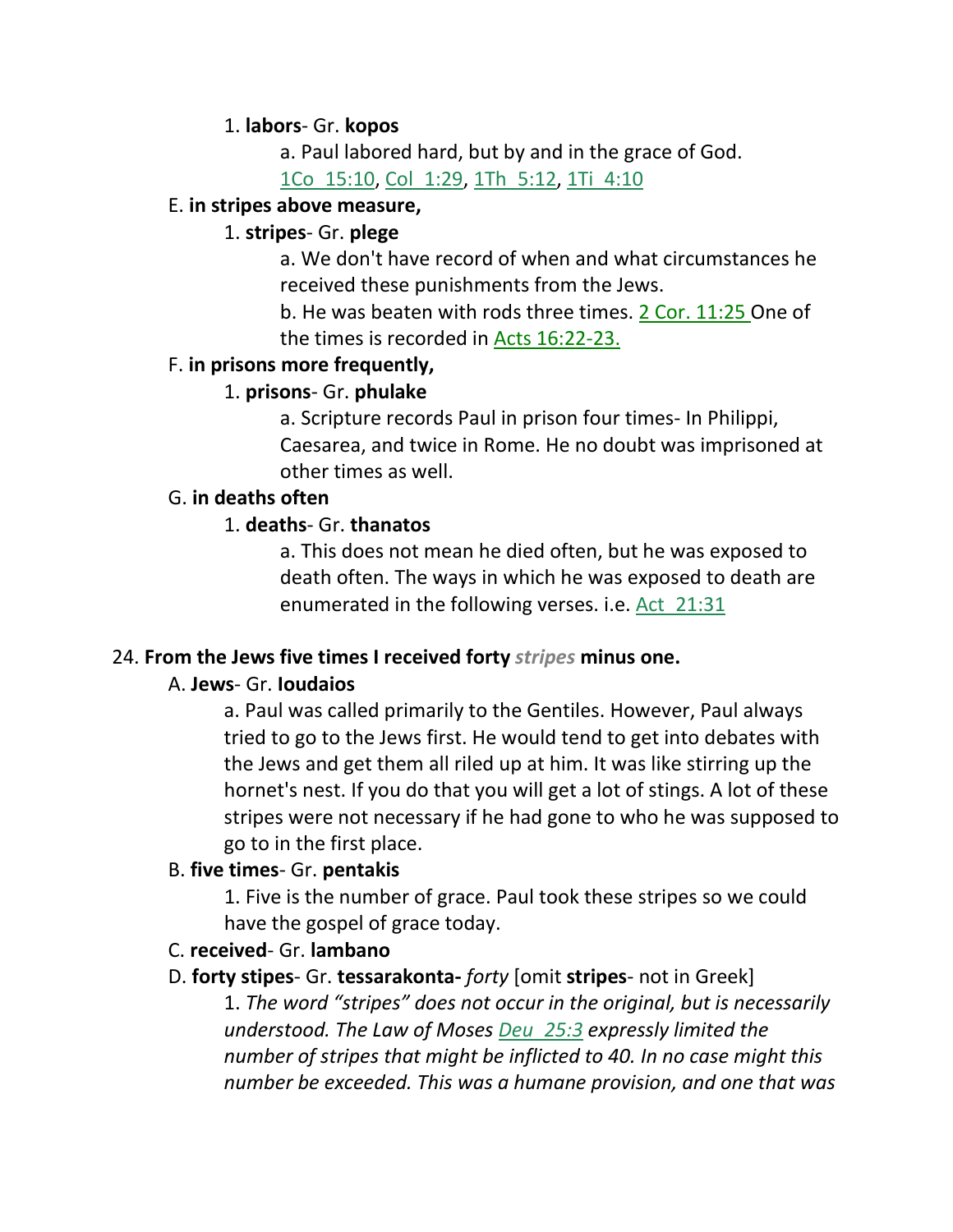1. **labors**- Gr. **kopos**

a. Paul labored hard, but by and in the grace of God. 1Co_15:10, Col_1:29, 1Th_5:12, 1Ti_4:10

E. **in stripes above measure,**

1. **stripes**- Gr. **plege**

a. We don't have record of when and what circumstances he received these punishments from the Jews.

b. He was beaten with rods three times. 2 Cor. 11:25 One of the times is recorded in Acts 16:22-23.

F. **in prisons more frequently,**

1. **prisons**- Gr. **phulake**

a. Scripture records Paul in prison four times- In Philippi, Caesarea, and twice in Rome. He no doubt was imprisoned at other times as well.

G. **in deaths often**

1. **deaths**- Gr. **thanatos**

a. This does not mean he died often, but he was exposed to death often. The ways in which he was exposed to death are enumerated in the following verses. i.e. Act_21:31

24. **From the Jews five times I received forty *stripes* minus one.**

A. **Jews**- Gr. **Ioudaios**

a. Paul was called primarily to the Gentiles. However, Paul always tried to go to the Jews first. He would tend to get into debates with the Jews and get them all riled up at him. It was like stirring up the hornet's nest. If you do that you will get a lot of stings. A lot of these stripes were not necessary if he had gone to who he was supposed to go to in the first place.

B. **five times**- Gr. **pentakis**

1. Five is the number of grace. Paul took these stripes so we could have the gospel of grace today.

C. **received**- Gr. **lambano**

D. **forty stipes**- Gr. **tessarakonta-** *forty* [omit **stripes**- not in Greek]

1. *The word "stripes" does not occur in the original, but is necessarily understood. The Law of Moses Deu_25:3 expressly limited the number of stripes that might be inflicted to 40. In no case might this number be exceeded. This was a humane provision, and one that was*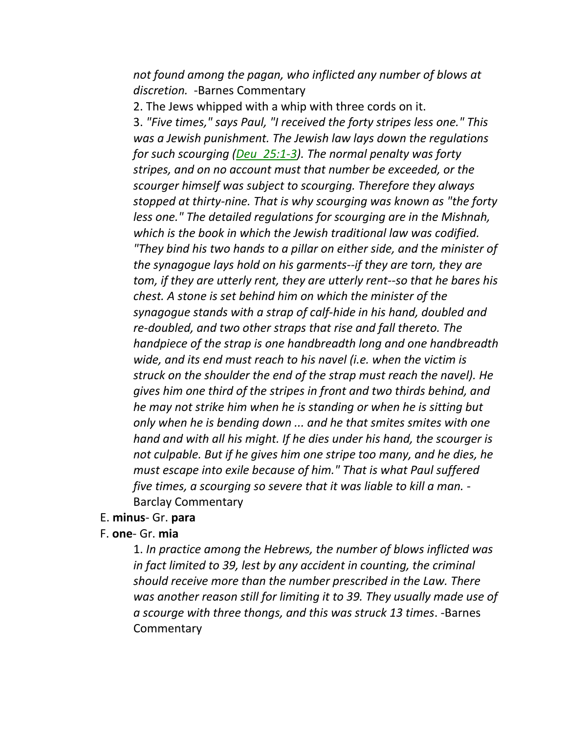*not found among the pagan, who inflicted any number of blows at discretion.* -Barnes Commentary

2. The Jews whipped with a whip with three cords on it.

3. *"Five times," says Paul, "I received the forty stripes less one." This was a Jewish punishment. The Jewish law lays down the regulations for such scourging (Deu 25:1-3). The normal penalty was forty stripes, and on no account must that number be exceeded, or the scourger himself was subject to scourging. Therefore they always stopped at thirty-nine. That is why scourging was known as "the forty less one." The detailed regulations for scourging are in the Mishnah, which is the book in which the Jewish traditional law was codified. "They bind his two hands to a pillar on either side, and the minister of the synagogue lays hold on his garments--if they are torn, they are tom, if they are utterly rent, they are utterly rent--so that he bares his chest. A stone is set behind him on which the minister of the synagogue stands with a strap of calf-hide in his hand, doubled and re-doubled, and two other straps that rise and fall thereto. The handpiece of the strap is one handbreadth long and one handbreadth wide, and its end must reach to his navel (i.e. when the victim is struck on the shoulder the end of the strap must reach the navel). He gives him one third of the stripes in front and two thirds behind, and he may not strike him when he is standing or when he is sitting but only when he is bending down ... and he that smites smites with one hand and with all his might. If he dies under his hand, the scourger is not culpable. But if he gives him one stripe too many, and he dies, he must escape into exile because of him." That is what Paul suffered five times, a scourging so severe that it was liable to kill a man.* -Barclay Commentary

E. **minus**- Gr. **para**

F. **one**- Gr. **mia**

1. *In practice among the Hebrews, the number of blows inflicted was in fact limited to 39, lest by any accident in counting, the criminal should receive more than the number prescribed in the Law. There was another reason still for limiting it to 39. They usually made use of a scourge with three thongs, and this was struck 13 times*. -Barnes Commentary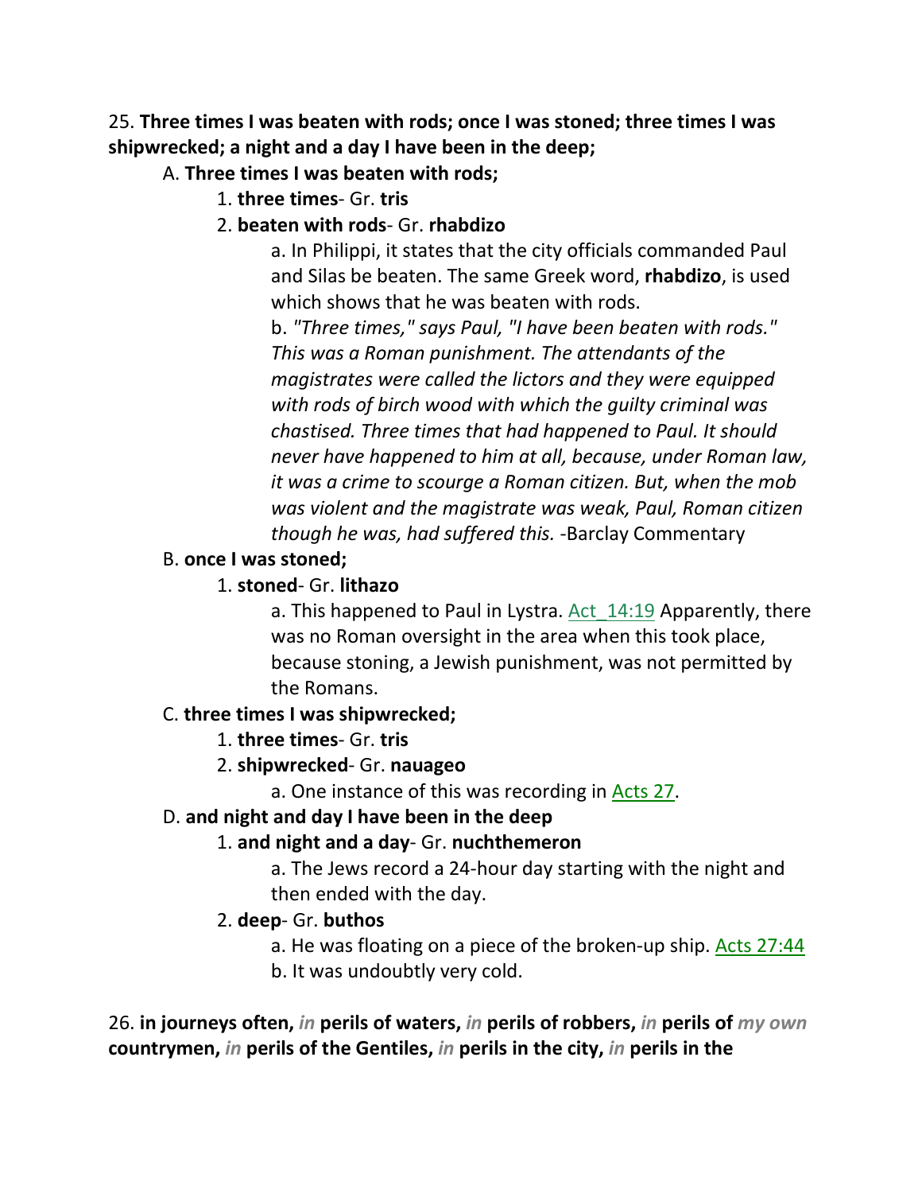25. **Three times I was beaten with rods; once I was stoned; three times I was shipwrecked; a night and a day I have been in the deep;**

A. **Three times I was beaten with rods;**

1. **three times**- Gr. **tris**
2. **beaten with rods**- Gr. **rhabdizo**

a. In Philippi, it states that the city officials commanded Paul and Silas be beaten. The same Greek word, **rhabdizo**, is used which shows that he was beaten with rods.

b. *"Three times," says Paul, "I have been beaten with rods." This was a Roman punishment. The attendants of the magistrates were called the lictors and they were equipped with rods of birch wood with which the guilty criminal was chastised. Three times that had happened to Paul. It should never have happened to him at all, because, under Roman law, it was a crime to scourge a Roman citizen. But, when the mob was violent and the magistrate was weak, Paul, Roman citizen though he was, had suffered this.* -Barclay Commentary

B. **once I was stoned;**

1. **stoned**- Gr. **lithazo**

a. This happened to Paul in Lystra. Act_14:19 Apparently, there was no Roman oversight in the area when this took place, because stoning, a Jewish punishment, was not permitted by the Romans.

C. **three times I was shipwrecked;**

1. **three times**- Gr. **tris**
2. **shipwrecked**- Gr. **nauageo**

a. One instance of this was recording in Acts 27.

D. **and night and day I have been in the deep**

1. **and night and a day**- Gr. **nuchthemeron**

a. The Jews record a 24-hour day starting with the night and then ended with the day.

2. **deep**- Gr. **buthos**

a. He was floating on a piece of the broken-up ship. Acts 27:44

b. It was undoubtly very cold.

26. **in journeys often,** *in* **perils of waters,** *in* **perils of robbers,** *in* **perils of** *my own* **countrymen,** *in* **perils of the Gentiles,** *in* **perils in the city,** *in* **perils in the**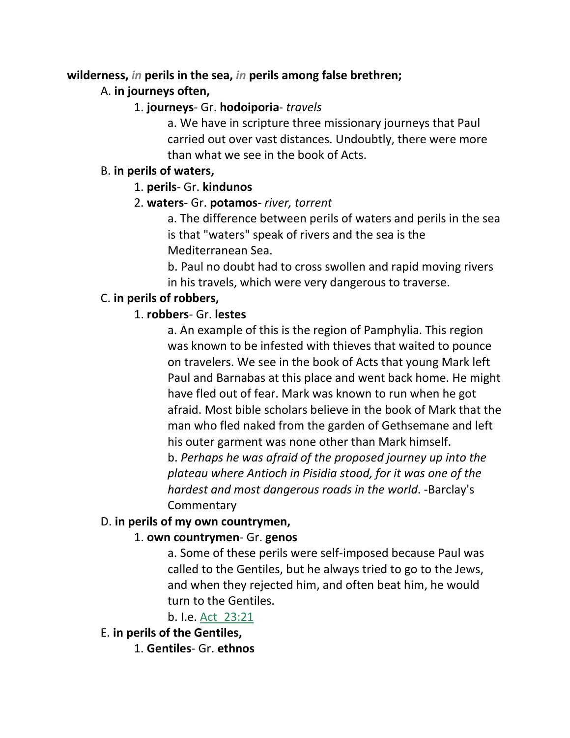**wilderness, *in* perils in the sea, *in* perils among false brethren;**

A. **in journeys often,**

1. **journeys**- Gr. **hodoiporia**- *travels*

   a. We have in scripture three missionary journeys that Paul carried out over vast distances. Undoubtly, there were more than what we see in the book of Acts.

B. **in perils of waters,**

1. **perils**- Gr. **kindunos**

2. **waters**- Gr. **potamos**- *river, torrent*

   a. The difference between perils of waters and perils in the sea is that "waters" speak of rivers and the sea is the Mediterranean Sea.

   b. Paul no doubt had to cross swollen and rapid moving rivers in his travels, which were very dangerous to traverse.

C. **in perils of robbers,**

1. **robbers**- Gr. **lestes**

   a. An example of this is the region of Pamphylia. This region was known to be infested with thieves that waited to pounce on travelers. We see in the book of Acts that young Mark left Paul and Barnabas at this place and went back home. He might have fled out of fear. Mark was known to run when he got afraid. Most bible scholars believe in the book of Mark that the man who fled naked from the garden of Gethsemane and left his outer garment was none other than Mark himself.

   b. *Perhaps he was afraid of the proposed journey up into the plateau where Antioch in Pisidia stood, for it was one of the hardest and most dangerous roads in the world*. -Barclay's Commentary

D. **in perils of my own countrymen,**

1. **own countrymen**- Gr. **genos**

   a. Some of these perils were self-imposed because Paul was called to the Gentiles, but he always tried to go to the Jews, and when they rejected him, and often beat him, he would turn to the Gentiles.

   b. I.e. Act 23:21

E. **in perils of the Gentiles,**

1. **Gentiles**- Gr. **ethnos**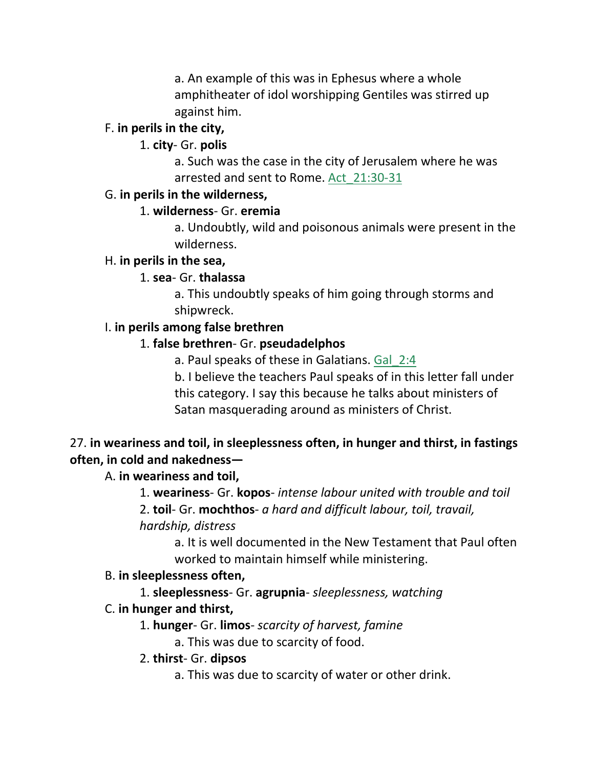a. An example of this was in Ephesus where a whole amphitheater of idol worshipping Gentiles was stirred up against him.

F. **in perils in the city,**

1. **city**- Gr. **polis**

a. Such was the case in the city of Jerusalem where he was arrested and sent to Rome. Act_21:30-31

G. **in perils in the wilderness,**

1. **wilderness**- Gr. **eremia**

a. Undoubtly, wild and poisonous animals were present in the wilderness.

H. **in perils in the sea,**

1. **sea**- Gr. **thalassa**

a. This undoubtly speaks of him going through storms and shipwreck.

I. **in perils among false brethren**

1. **false brethren**- Gr. **pseudadelphos**

a. Paul speaks of these in Galatians. Gal_2:4

b. I believe the teachers Paul speaks of in this letter fall under this category. I say this because he talks about ministers of Satan masquerading around as ministers of Christ.

27. **in weariness and toil, in sleeplessness often, in hunger and thirst, in fastings often, in cold and nakedness—**

A. **in weariness and toil,**

1. **weariness**- Gr. **kopos**- *intense labour united with trouble and toil*

2. **toil**- Gr. **mochthos**- *a hard and difficult labour, toil, travail, hardship, distress*

a. It is well documented in the New Testament that Paul often worked to maintain himself while ministering.

B. **in sleeplessness often,**

1. **sleeplessness**- Gr. **agrupnia**- *sleeplessness, watching*

C. **in hunger and thirst,**

1. **hunger**- Gr. **limos**- *scarcity of harvest, famine*

a. This was due to scarcity of food.

2. **thirst**- Gr. **dipsos**

a. This was due to scarcity of water or other drink.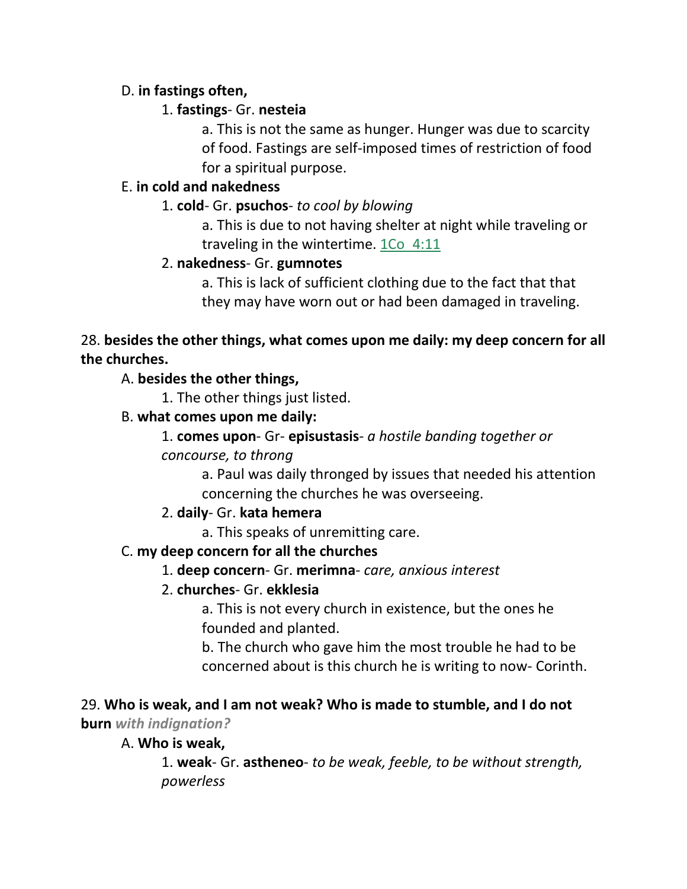D. **in fastings often,**

1. **fastings**- Gr. **nesteia**

a. This is not the same as hunger. Hunger was due to scarcity of food. Fastings are self-imposed times of restriction of food for a spiritual purpose.

E. **in cold and nakedness**

1. **cold**- Gr. **psuchos**- *to cool by blowing*

a. This is due to not having shelter at night while traveling or traveling in the wintertime. 1Co 4:11

2. **nakedness**- Gr. **gumnotes**

a. This is lack of sufficient clothing due to the fact that that they may have worn out or had been damaged in traveling.

28. **besides the other things, what comes upon me daily: my deep concern for all the churches.**

A. **besides the other things,**

1. The other things just listed.

B. **what comes upon me daily:**

1. **comes upon**- Gr- **episustasis**- *a hostile banding together or concourse, to throng*

a. Paul was daily thronged by issues that needed his attention concerning the churches he was overseeing.

2. **daily**- Gr. **kata hemera**

a. This speaks of unremitting care.

C. **my deep concern for all the churches**

1. **deep concern**- Gr. **merimna**- *care, anxious interest*

2. **churches**- Gr. **ekklesia**

a. This is not every church in existence, but the ones he founded and planted.

b. The church who gave him the most trouble he had to be concerned about is this church he is writing to now- Corinth.

29. **Who is weak, and I am not weak? Who is made to stumble, and I do not burn** ***with indignation?***

A. **Who is weak,**

1. **weak**- Gr. **astheneo**- *to be weak, feeble, to be without strength, powerless*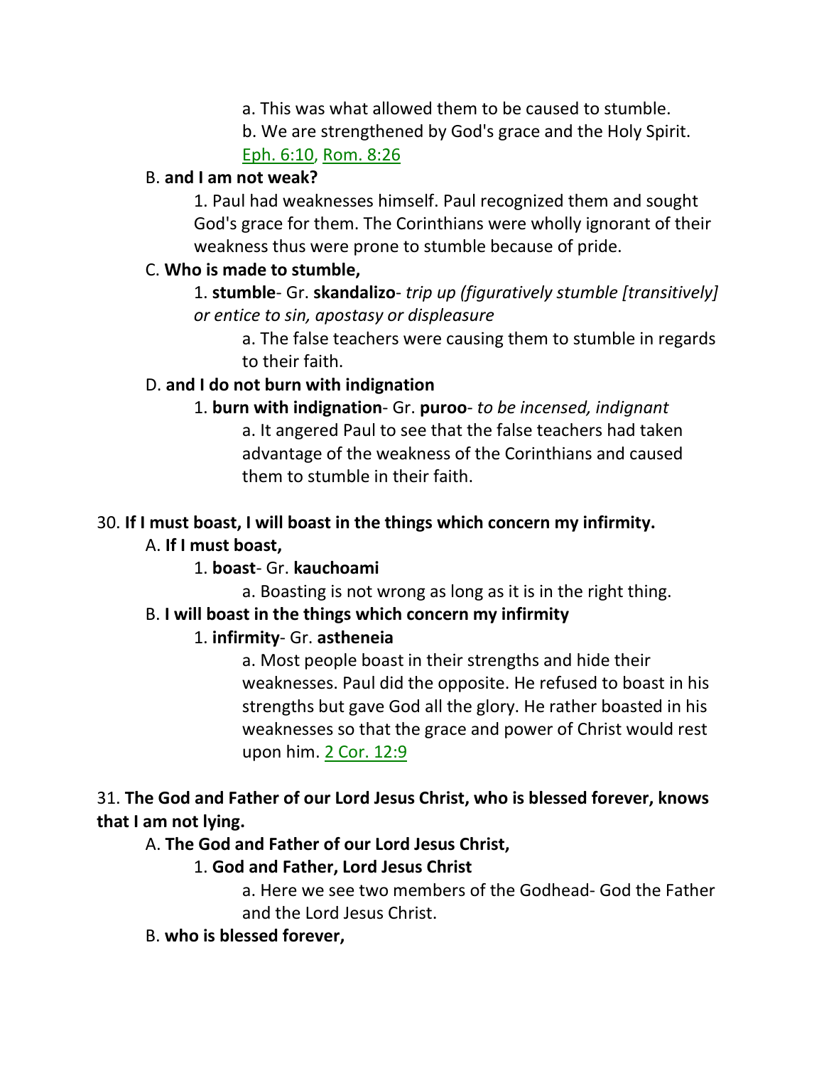a. This was what allowed them to be caused to stumble.

b. We are strengthened by God's grace and the Holy Spirit. Eph. 6:10, Rom. 8:26

B. **and I am not weak?**

1. Paul had weaknesses himself. Paul recognized them and sought God's grace for them. The Corinthians were wholly ignorant of their weakness thus were prone to stumble because of pride.

C. **Who is made to stumble,**

1. **stumble**- Gr. **skandalizo**- *trip up (figuratively stumble [transitively] or entice to sin, apostasy or displeasure*

a. The false teachers were causing them to stumble in regards to their faith.

D. **and I do not burn with indignation**

1. **burn with indignation**- Gr. **puroo**- *to be incensed, indignant*

a. It angered Paul to see that the false teachers had taken advantage of the weakness of the Corinthians and caused them to stumble in their faith.

30. **If I must boast, I will boast in the things which concern my infirmity.**

A. **If I must boast,**

1. **boast**- Gr. **kauchoami**

a. Boasting is not wrong as long as it is in the right thing.

B. **I will boast in the things which concern my infirmity**

1. **infirmity**- Gr. **astheneia**

a. Most people boast in their strengths and hide their weaknesses. Paul did the opposite. He refused to boast in his strengths but gave God all the glory. He rather boasted in his weaknesses so that the grace and power of Christ would rest upon him. 2 Cor. 12:9

31. **The God and Father of our Lord Jesus Christ, who is blessed forever, knows that I am not lying.**

A. **The God and Father of our Lord Jesus Christ,**

1. **God and Father, Lord Jesus Christ**

a. Here we see two members of the Godhead- God the Father and the Lord Jesus Christ.

B. **who is blessed forever,**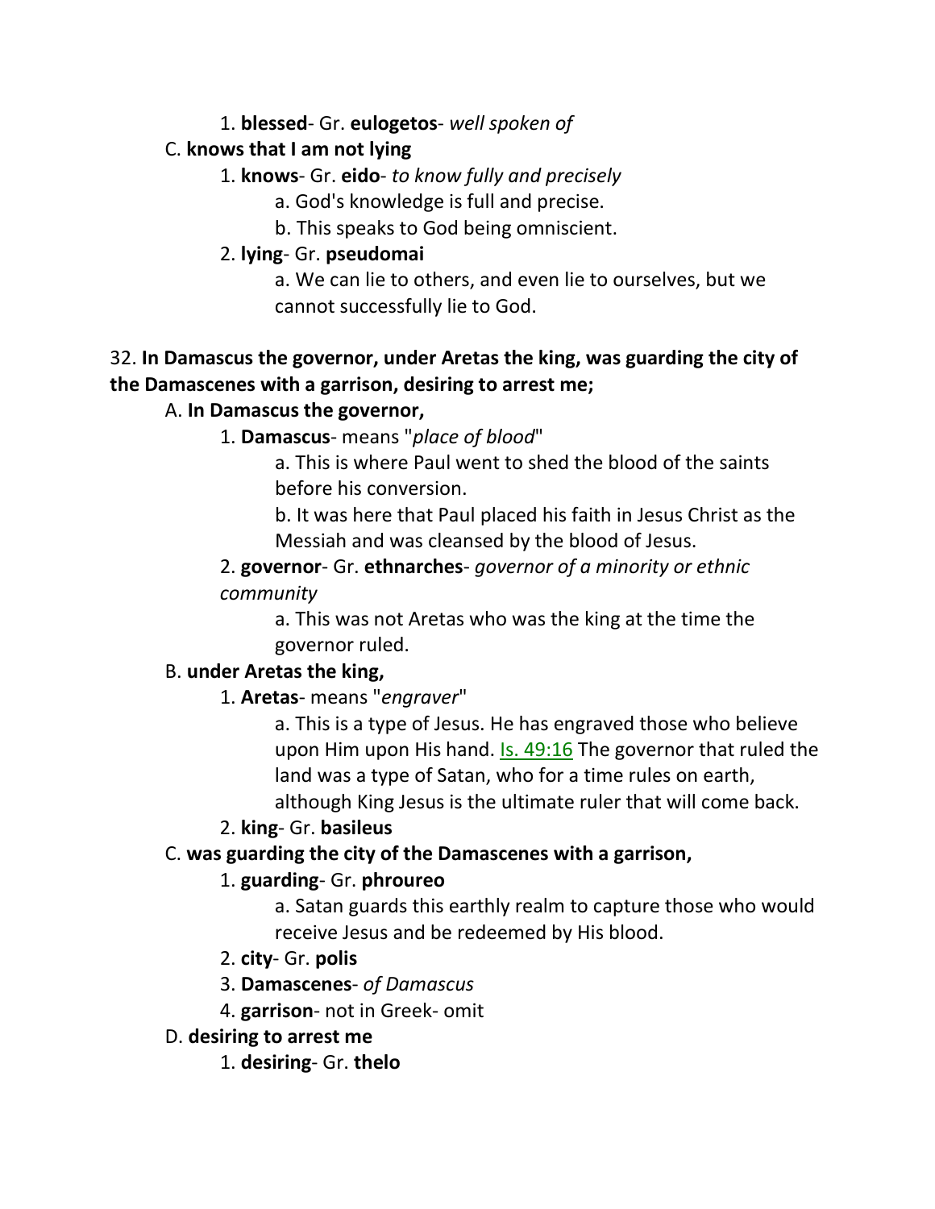1. **blessed**- Gr. **eulogetos**- *well spoken of*

C. **knows that I am not lying**

1. **knows**- Gr. **eido**- *to know fully and precisely*

a. God's knowledge is full and precise.

b. This speaks to God being omniscient.

2. **lying**- Gr. **pseudomai**

a. We can lie to others, and even lie to ourselves, but we cannot successfully lie to God.

32. **In Damascus the governor, under Aretas the king, was guarding the city of the Damascenes with a garrison, desiring to arrest me;**

A. **In Damascus the governor,**

1. **Damascus**- means "*place of blood*"

a. This is where Paul went to shed the blood of the saints before his conversion.

b. It was here that Paul placed his faith in Jesus Christ as the Messiah and was cleansed by the blood of Jesus.

2. **governor**- Gr. **ethnarches**- *governor of a minority or ethnic community*

a. This was not Aretas who was the king at the time the governor ruled.

B. **under Aretas the king,**

1. **Aretas**- means "*engraver*"

a. This is a type of Jesus. He has engraved those who believe upon Him upon His hand. Is. 49:16 The governor that ruled the land was a type of Satan, who for a time rules on earth, although King Jesus is the ultimate ruler that will come back.

2. **king**- Gr. **basileus**

C. **was guarding the city of the Damascenes with a garrison,**

1. **guarding**- Gr. **phroureo**

a. Satan guards this earthly realm to capture those who would receive Jesus and be redeemed by His blood.

2. **city**- Gr. **polis**

3. **Damascenes**- *of Damascus*

4. **garrison**- not in Greek- omit

D. **desiring to arrest me**

1. **desiring**- Gr. **thelo**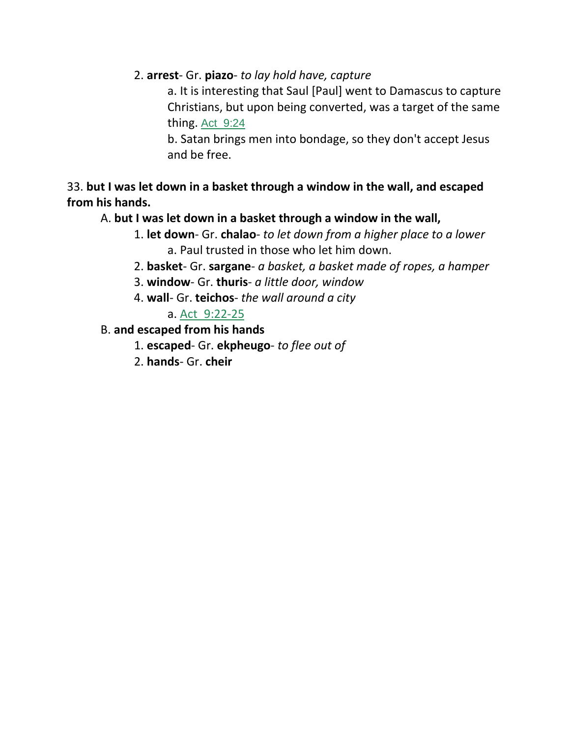2. **arrest**- Gr. **piazo**- *to lay hold have, capture*

a. It is interesting that Saul [Paul] went to Damascus to capture Christians, but upon being converted, was a target of the same thing. Act 9:24

b. Satan brings men into bondage, so they don't accept Jesus and be free.

33. **but I was let down in a basket through a window in the wall, and escaped from his hands.**

A. **but I was let down in a basket through a window in the wall,**

1. **let down**- Gr. **chalao**- *to let down from a higher place to a lower*

a. Paul trusted in those who let him down.

2. **basket**- Gr. **sargane**- *a basket, a basket made of ropes, a hamper*

3. **window**- Gr. **thuris**- *a little door, window*

4. **wall**- Gr. **teichos**- *the wall around a city*

a. Act 9:22-25

B. **and escaped from his hands**

1. **escaped**- Gr. **ekpheugo**- *to flee out of*

2. **hands**- Gr. **cheir**